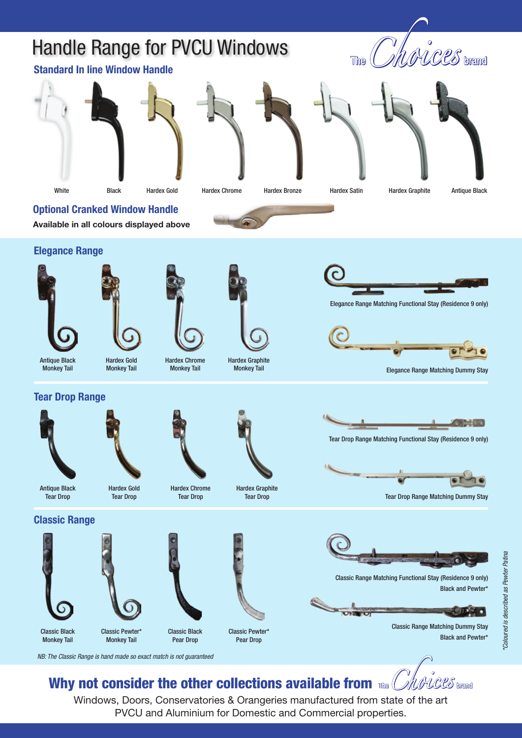# Handle Range for PVCU Windows

The Choices brand

## Standard In line Window Handle

White | Black | Hardex Gold | Hardex Chrome | Hardex Bronze | Hardex Satin | Hardex Graphite | Antique Black

## Optional Cranked Window Handle

**Available in all colours displayed above**

## Elegance Range

Antique Black Monkey Tail

Hardex Gold Monkey Tail

Hardex Chrome Monkey Tail

Hardex Graphite Monkey Tail

Elegance Range Matching Functional Stay (Residence 9 only)

Elegance Range Matching Dummy Stay

## Tear Drop Range

Antique Black Tear Drop

Hardex Gold Tear Drop

Hardex Chrome Tear Drop

Hardex Graphite Tear Drop

Tear Drop Range Matching Functional Stay (Residence 9 only)

Tear Drop Range Matching Dummy Stay

## Classic Range

Classic Black Monkey Tail

Classic Pewter* Monkey Tail

Classic Black Pear Drop

Classic Pewter* Pear Drop

Classic Range Matching Functional Stay (Residence 9 only)
Black and Pewter*

Classic Range Matching Dummy Stay
Black and Pewter*

*NB: The Classic Range is hand made so exact match is not guaranteed*

*\*Coloured is described as Pewter Patina*

## Why not consider the other collections available from The Choices brand

Windows, Doors, Conservatories & Orangeries manufactured from state of the art PVCU and Aluminium for Domestic and Commercial properties.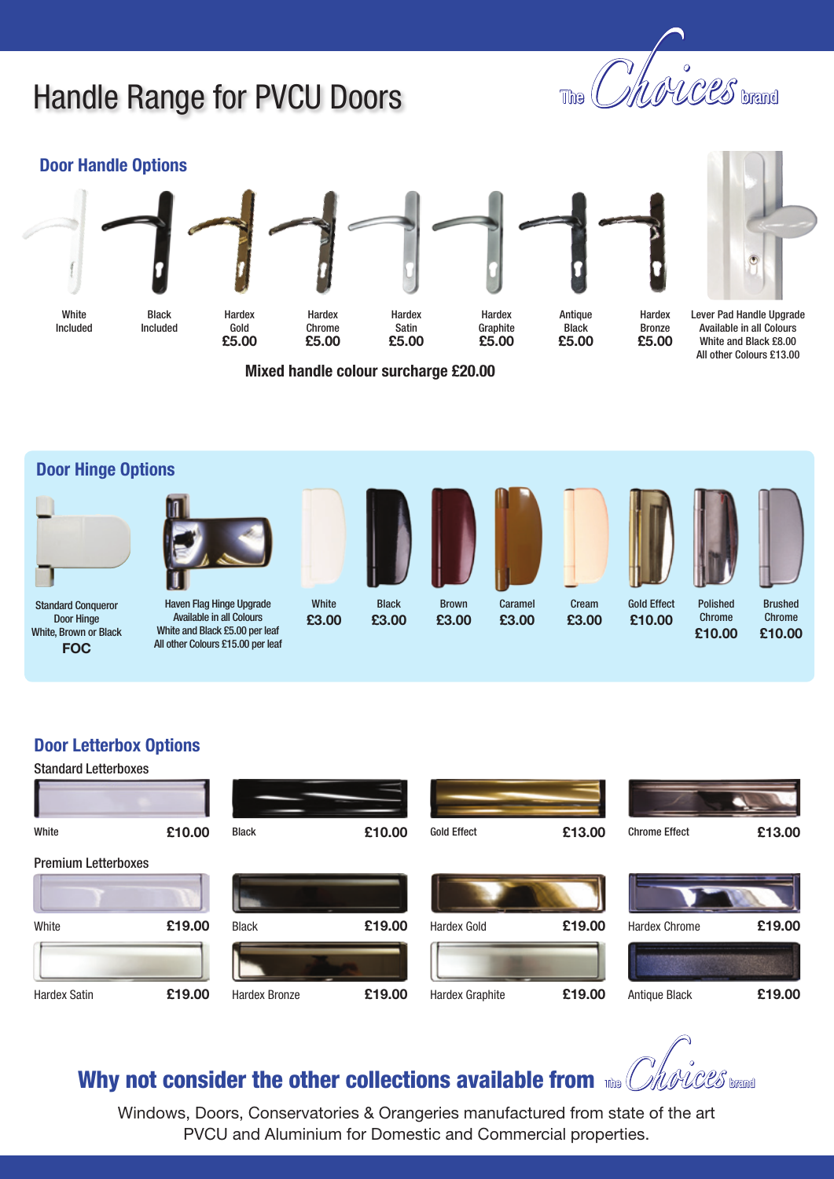# Handle Range for PVCU Doors

The *Choices* brand

## Door Handle Options

| | | | | | | | | |
|---|---|---|---|---|---|---|---|---|
| White Included | Black Included | Hardex Gold **£5.00** | Hardex Chrome **£5.00** | Hardex Satin **£5.00** | Hardex Graphite **£5.00** | Antique Black **£5.00** | Hardex Bronze **£5.00** | Lever Pad Handle Upgrade Available in all Colours White and Black £8.00 All other Colours £13.00 |

**Mixed handle colour surcharge £20.00**

## Door Hinge Options

| | | | | | | | | | |
|---|---|---|---|---|---|---|---|---|---|
| Standard Conqueror Door Hinge White, Brown or Black **FOC** | Haven Flag Hinge Upgrade Available in all Colours White and Black £5.00 per leaf All other Colours £15.00 per leaf | White **£3.00** | Black **£3.00** | Brown **£3.00** | Caramel **£3.00** | Cream **£3.00** | Gold Effect **£10.00** | Polished Chrome **£10.00** | Brushed Chrome **£10.00** |

## Door Letterbox Options

### Standard Letterboxes

| | |
|---|---|
| White | £10.00 |
| Black | £10.00 |
| Gold Effect | £13.00 |
| Chrome Effect | £13.00 |

### Premium Letterboxes

| | |
|---|---|
| White | £19.00 |
| Black | £19.00 |
| Hardex Gold | £19.00 |
| Hardex Chrome | £19.00 |
| Hardex Satin | £19.00 |
| Hardex Bronze | £19.00 |
| Hardex Graphite | £19.00 |
| Antique Black | £19.00 |

## Why not consider the other collections available from The *Choices* brand

Windows, Doors, Conservatories & Orangeries manufactured from state of the art PVCU and Aluminium for Domestic and Commercial properties.